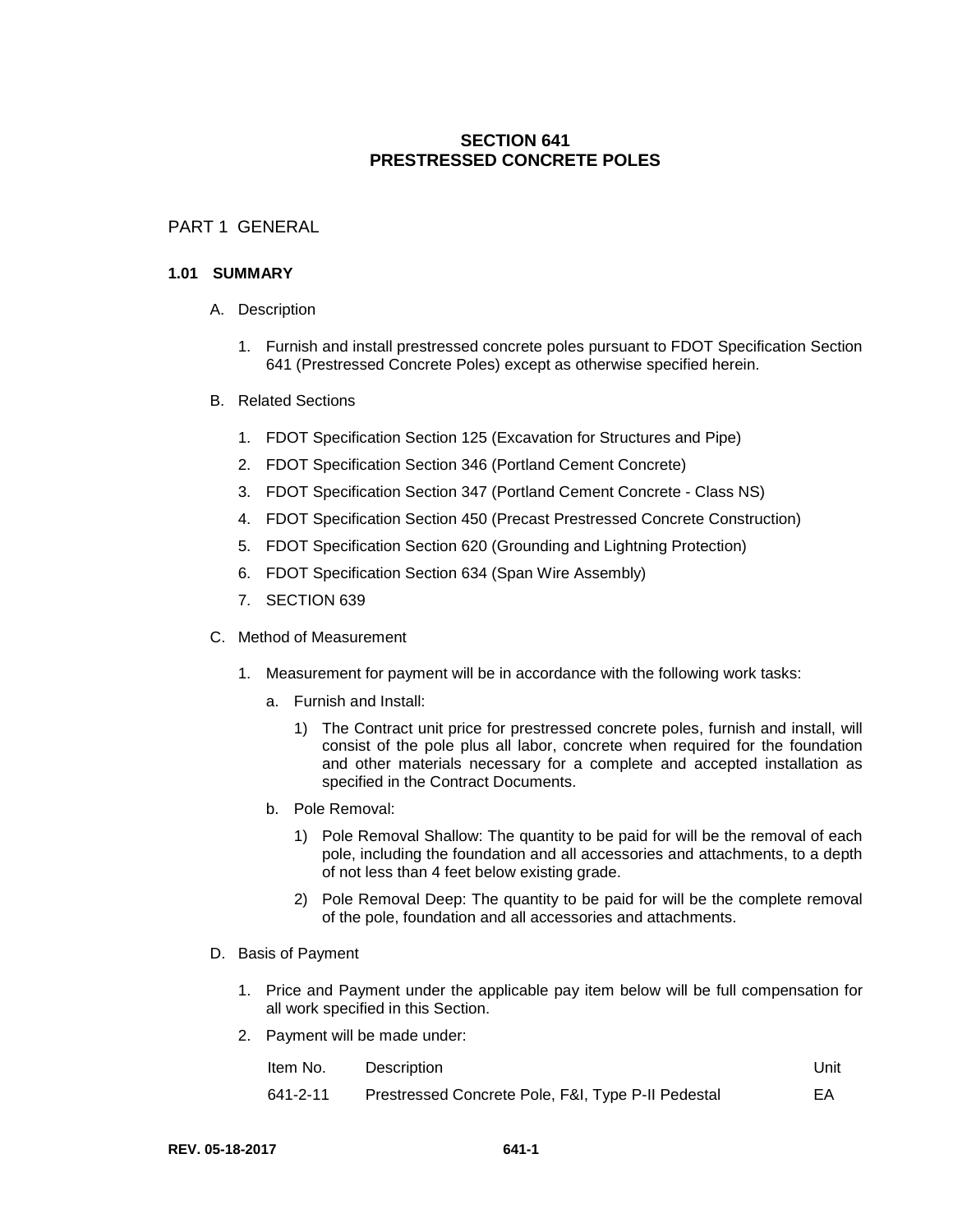# SECTION 641
# PRESTRESSED CONCRETE POLES

## PART 1 GENERAL

### 1.01 SUMMARY

A. Description

1. Furnish and install prestressed concrete poles pursuant to FDOT Specification Section 641 (Prestressed Concrete Poles) except as otherwise specified herein.

B. Related Sections

1. FDOT Specification Section 125 (Excavation for Structures and Pipe)
2. FDOT Specification Section 346 (Portland Cement Concrete)
3. FDOT Specification Section 347 (Portland Cement Concrete - Class NS)
4. FDOT Specification Section 450 (Precast Prestressed Concrete Construction)
5. FDOT Specification Section 620 (Grounding and Lightning Protection)
6. FDOT Specification Section 634 (Span Wire Assembly)
7. SECTION 639

C. Method of Measurement

1. Measurement for payment will be in accordance with the following work tasks:

   a. Furnish and Install:

      1) The Contract unit price for prestressed concrete poles, furnish and install, will consist of the pole plus all labor, concrete when required for the foundation and other materials necessary for a complete and accepted installation as specified in the Contract Documents.

   b. Pole Removal:

      1) Pole Removal Shallow: The quantity to be paid for will be the removal of each pole, including the foundation and all accessories and attachments, to a depth of not less than 4 feet below existing grade.

      2) Pole Removal Deep: The quantity to be paid for will be the complete removal of the pole, foundation and all accessories and attachments.

D. Basis of Payment

1. Price and Payment under the applicable pay item below will be full compensation for all work specified in this Section.
2. Payment will be made under:

| Item No. | Description | Unit |
|---|---|---|
| 641-2-11 | Prestressed Concrete Pole, F&I, Type P-II Pedestal | EA |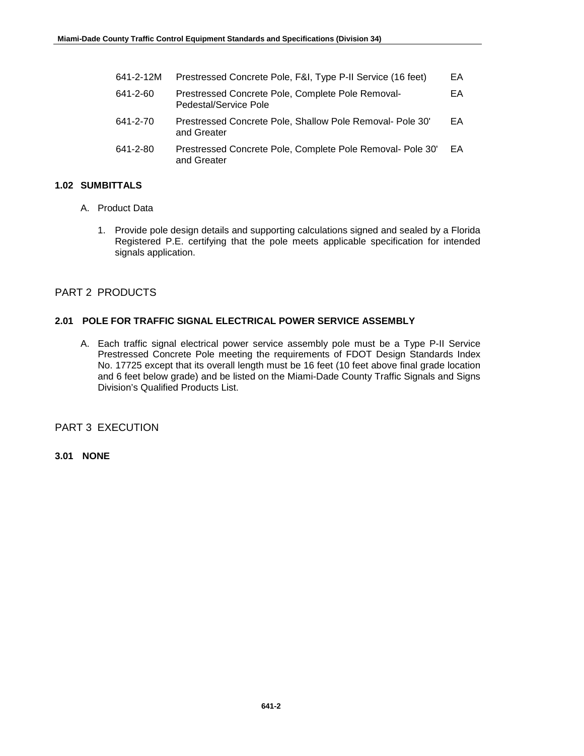| | | |
|---|---|---|
| 641-2-12M | Prestressed Concrete Pole, F&I, Type P-II Service (16 feet) | EA |
| 641-2-60 | Prestressed Concrete Pole, Complete Pole Removal-Pedestal/Service Pole | EA |
| 641-2-70 | Prestressed Concrete Pole, Shallow Pole Removal- Pole 30' and Greater | EA |
| 641-2-80 | Prestressed Concrete Pole, Complete Pole Removal- Pole 30' and Greater | EA |

### 1.02 SUMBITTALS

A. Product Data

1. Provide pole design details and supporting calculations signed and sealed by a Florida Registered P.E. certifying that the pole meets applicable specification for intended signals application.

## PART 2 PRODUCTS

### 2.01 POLE FOR TRAFFIC SIGNAL ELECTRICAL POWER SERVICE ASSEMBLY

A. Each traffic signal electrical power service assembly pole must be a Type P-II Service Prestressed Concrete Pole meeting the requirements of FDOT Design Standards Index No. 17725 except that its overall length must be 16 feet (10 feet above final grade location and 6 feet below grade) and be listed on the Miami-Dade County Traffic Signals and Signs Division's Qualified Products List.

## PART 3 EXECUTION

### 3.01 NONE